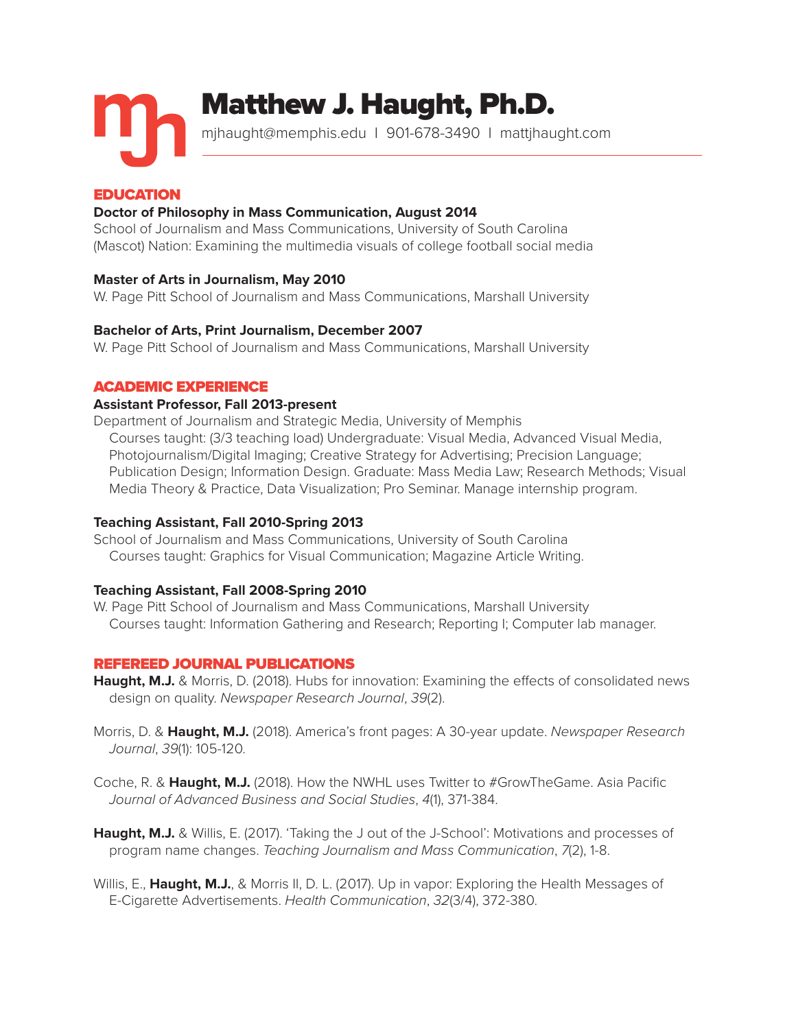# Matthew J. Haught, Ph.D.

mjhaught@memphis.edu | 901-678-3490 | mattjhaught.com

## EDUCATION

**Doctor of Philosophy in Mass Communication, August 2014**
School of Journalism and Mass Communications, University of South Carolina
(Mascot) Nation: Examining the multimedia visuals of college football social media

**Master of Arts in Journalism, May 2010**
W. Page Pitt School of Journalism and Mass Communications, Marshall University

**Bachelor of Arts, Print Journalism, December 2007**
W. Page Pitt School of Journalism and Mass Communications, Marshall University

## ACADEMIC EXPERIENCE

**Assistant Professor, Fall 2013-present**
Department of Journalism and Strategic Media, University of Memphis
Courses taught: (3/3 teaching load) Undergraduate: Visual Media, Advanced Visual Media, Photojournalism/Digital Imaging; Creative Strategy for Advertising; Precision Language; Publication Design; Information Design. Graduate: Mass Media Law; Research Methods; Visual Media Theory & Practice, Data Visualization; Pro Seminar. Manage internship program.

**Teaching Assistant, Fall 2010-Spring 2013**
School of Journalism and Mass Communications, University of South Carolina
Courses taught: Graphics for Visual Communication; Magazine Article Writing.

**Teaching Assistant, Fall 2008-Spring 2010**
W. Page Pitt School of Journalism and Mass Communications, Marshall University
Courses taught: Information Gathering and Research; Reporting I; Computer lab manager.

## REFEREED JOURNAL PUBLICATIONS

**Haught, M.J.** & Morris, D. (2018). Hubs for innovation: Examining the effects of consolidated news design on quality. *Newspaper Research Journal*, *39*(2).

Morris, D. & **Haught, M.J.** (2018). America's front pages: A 30-year update. *Newspaper Research Journal*, *39*(1): 105-120.

Coche, R. & **Haught, M.J.** (2018). How the NWHL uses Twitter to #GrowTheGame. Asia Pacific *Journal of Advanced Business and Social Studies*, *4*(1), 371-384.

**Haught, M.J.** & Willis, E. (2017). 'Taking the J out of the J-School': Motivations and processes of program name changes. *Teaching Journalism and Mass Communication*, *7*(2), 1-8.

Willis, E., **Haught, M.J.**, & Morris II, D. L. (2017). Up in vapor: Exploring the Health Messages of E-Cigarette Advertisements. *Health Communication*, *32*(3/4), 372-380.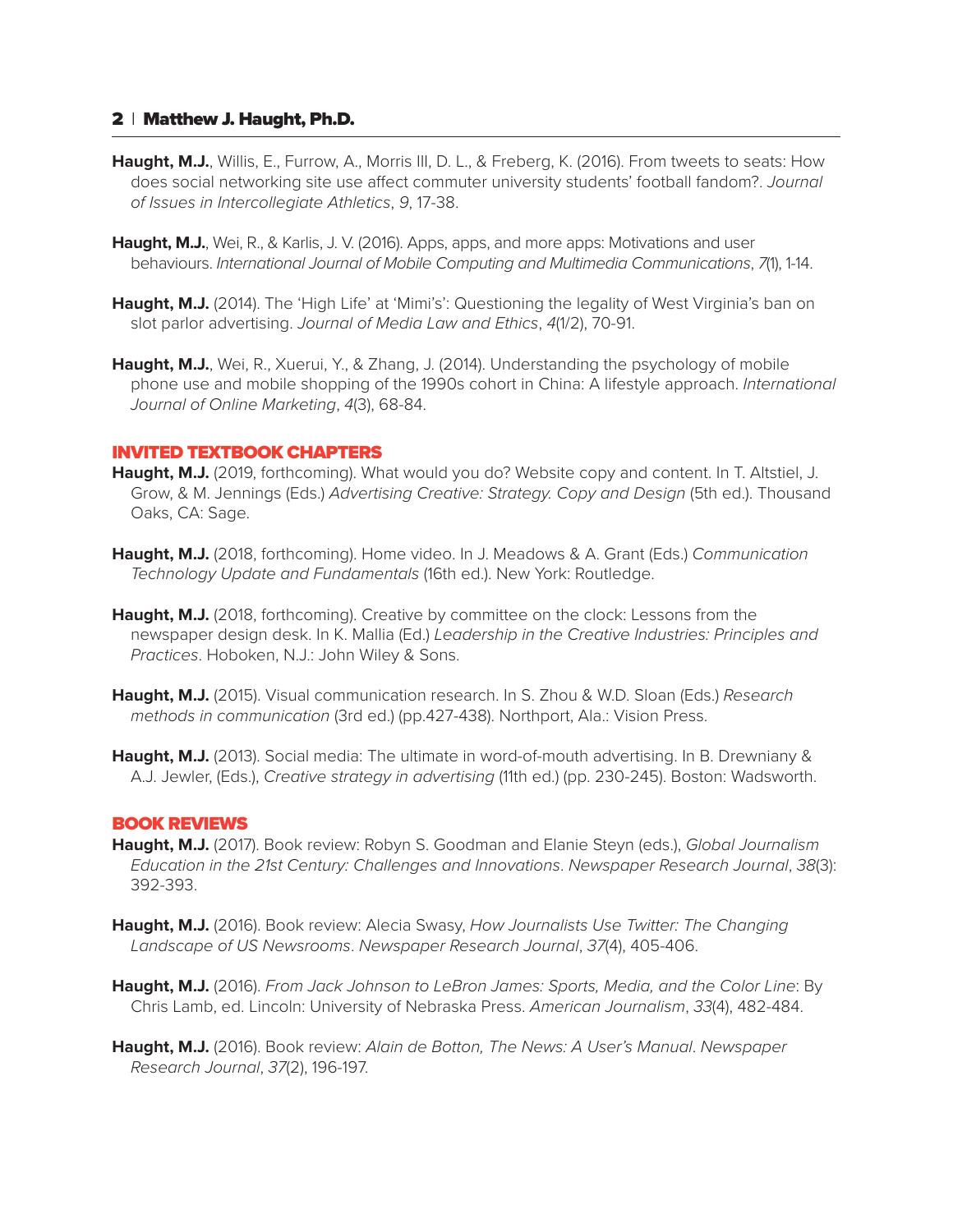**Haught, M.J.**, Willis, E., Furrow, A., Morris III, D. L., & Freberg, K. (2016). From tweets to seats: How does social networking site use affect commuter university students' football fandom?. *Journal of Issues in Intercollegiate Athletics*, *9*, 17-38.

**Haught, M.J.**, Wei, R., & Karlis, J. V. (2016). Apps, apps, and more apps: Motivations and user behaviours. *International Journal of Mobile Computing and Multimedia Communications*, *7*(1), 1-14.

**Haught, M.J.** (2014). The 'High Life' at 'Mimi's': Questioning the legality of West Virginia's ban on slot parlor advertising. *Journal of Media Law and Ethics*, *4*(1/2), 70-91.

**Haught, M.J.**, Wei, R., Xuerui, Y., & Zhang, J. (2014). Understanding the psychology of mobile phone use and mobile shopping of the 1990s cohort in China: A lifestyle approach. *International Journal of Online Marketing*, *4*(3), 68-84.

## INVITED TEXTBOOK CHAPTERS

**Haught, M.J.** (2019, forthcoming). What would you do? Website copy and content. In T. Altstiel, J. Grow, & M. Jennings (Eds.) *Advertising Creative: Strategy. Copy and Design* (5th ed.). Thousand Oaks, CA: Sage.

**Haught, M.J.** (2018, forthcoming). Home video. In J. Meadows & A. Grant (Eds.) *Communication Technology Update and Fundamentals* (16th ed.). New York: Routledge.

**Haught, M.J.** (2018, forthcoming). Creative by committee on the clock: Lessons from the newspaper design desk. In K. Mallia (Ed.) *Leadership in the Creative Industries: Principles and Practices*. Hoboken, N.J.: John Wiley & Sons.

**Haught, M.J.** (2015). Visual communication research. In S. Zhou & W.D. Sloan (Eds.) *Research methods in communication* (3rd ed.) (pp.427-438). Northport, Ala.: Vision Press.

**Haught, M.J.** (2013). Social media: The ultimate in word-of-mouth advertising. In B. Drewniany & A.J. Jewler, (Eds.), *Creative strategy in advertising* (11th ed.) (pp. 230-245). Boston: Wadsworth.

## BOOK REVIEWS

**Haught, M.J.** (2017). Book review: Robyn S. Goodman and Elanie Steyn (eds.), *Global Journalism Education in the 21st Century: Challenges and Innovations*. *Newspaper Research Journal*, *38*(3): 392-393.

**Haught, M.J.** (2016). Book review: Alecia Swasy, *How Journalists Use Twitter: The Changing Landscape of US Newsrooms*. *Newspaper Research Journal*, *37*(4), 405-406.

**Haught, M.J.** (2016). *From Jack Johnson to LeBron James: Sports, Media, and the Color Line*: By Chris Lamb, ed. Lincoln: University of Nebraska Press. *American Journalism*, *33*(4), 482-484.

**Haught, M.J.** (2016). Book review: *Alain de Botton, The News: A User's Manual*. *Newspaper Research Journal*, *37*(2), 196-197.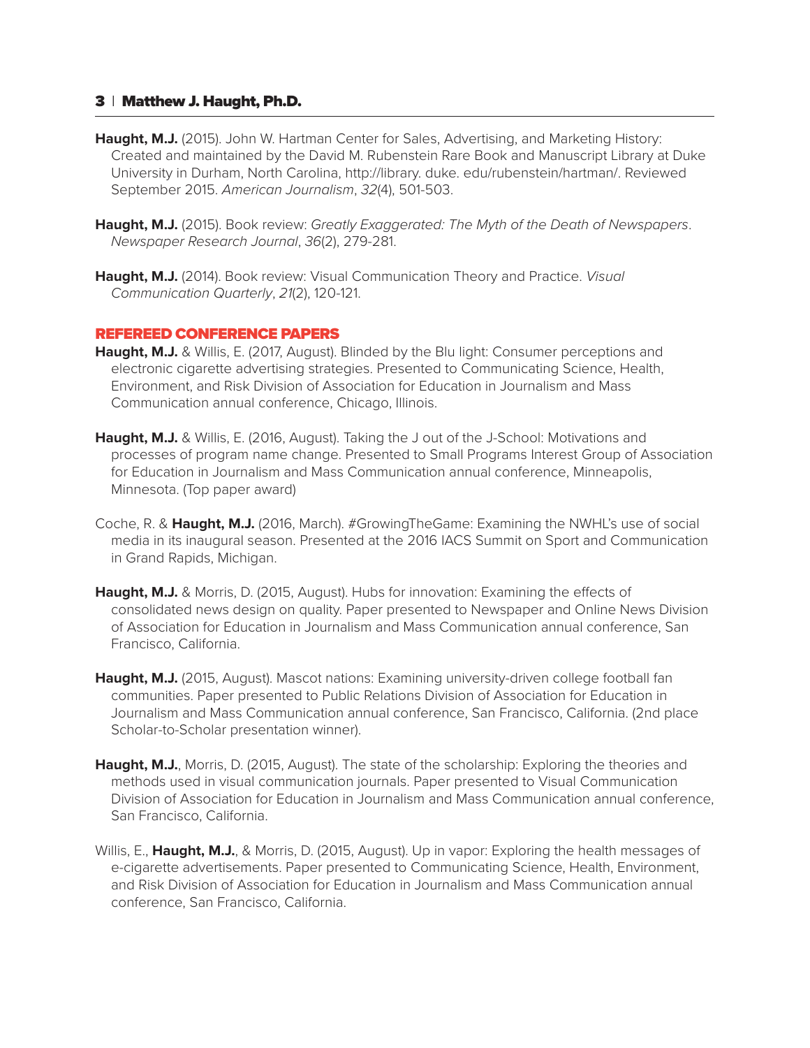**Haught, M.J.** (2015). John W. Hartman Center for Sales, Advertising, and Marketing History: Created and maintained by the David M. Rubenstein Rare Book and Manuscript Library at Duke University in Durham, North Carolina, http://library. duke. edu/rubenstein/hartman/. Reviewed September 2015. *American Journalism*, *32*(4), 501-503.

**Haught, M.J.** (2015). Book review: *Greatly Exaggerated: The Myth of the Death of Newspapers*. *Newspaper Research Journal*, *36*(2), 279-281.

**Haught, M.J.** (2014). Book review: Visual Communication Theory and Practice. *Visual Communication Quarterly*, *21*(2), 120-121.

## REFEREED CONFERENCE PAPERS

**Haught, M.J.** & Willis, E. (2017, August). Blinded by the Blu light: Consumer perceptions and electronic cigarette advertising strategies. Presented to Communicating Science, Health, Environment, and Risk Division of Association for Education in Journalism and Mass Communication annual conference, Chicago, Illinois.

**Haught, M.J.** & Willis, E. (2016, August). Taking the J out of the J-School: Motivations and processes of program name change. Presented to Small Programs Interest Group of Association for Education in Journalism and Mass Communication annual conference, Minneapolis, Minnesota. (Top paper award)

Coche, R. & **Haught, M.J.** (2016, March). #GrowingTheGame: Examining the NWHL's use of social media in its inaugural season. Presented at the 2016 IACS Summit on Sport and Communication in Grand Rapids, Michigan.

**Haught, M.J.** & Morris, D. (2015, August). Hubs for innovation: Examining the effects of consolidated news design on quality. Paper presented to Newspaper and Online News Division of Association for Education in Journalism and Mass Communication annual conference, San Francisco, California.

**Haught, M.J.** (2015, August). Mascot nations: Examining university-driven college football fan communities. Paper presented to Public Relations Division of Association for Education in Journalism and Mass Communication annual conference, San Francisco, California. (2nd place Scholar-to-Scholar presentation winner).

**Haught, M.J.**, Morris, D. (2015, August). The state of the scholarship: Exploring the theories and methods used in visual communication journals. Paper presented to Visual Communication Division of Association for Education in Journalism and Mass Communication annual conference, San Francisco, California.

Willis, E., **Haught, M.J.**, & Morris, D. (2015, August). Up in vapor: Exploring the health messages of e-cigarette advertisements. Paper presented to Communicating Science, Health, Environment, and Risk Division of Association for Education in Journalism and Mass Communication annual conference, San Francisco, California.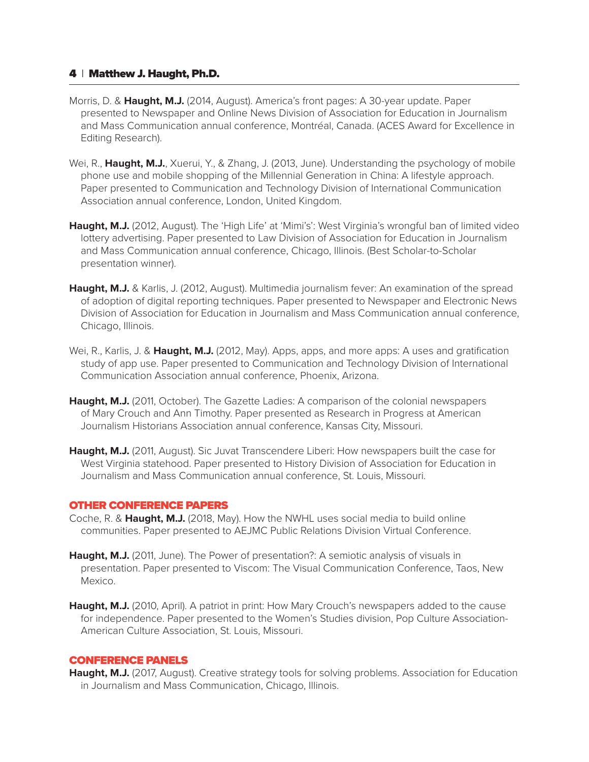Morris, D. & **Haught, M.J.** (2014, August). America's front pages: A 30-year update. Paper presented to Newspaper and Online News Division of Association for Education in Journalism and Mass Communication annual conference, Montréal, Canada. (ACES Award for Excellence in Editing Research).

Wei, R., **Haught, M.J.**, Xuerui, Y., & Zhang, J. (2013, June). Understanding the psychology of mobile phone use and mobile shopping of the Millennial Generation in China: A lifestyle approach. Paper presented to Communication and Technology Division of International Communication Association annual conference, London, United Kingdom.

**Haught, M.J.** (2012, August). The 'High Life' at 'Mimi's': West Virginia's wrongful ban of limited video lottery advertising. Paper presented to Law Division of Association for Education in Journalism and Mass Communication annual conference, Chicago, Illinois. (Best Scholar-to-Scholar presentation winner).

**Haught, M.J.** & Karlis, J. (2012, August). Multimedia journalism fever: An examination of the spread of adoption of digital reporting techniques. Paper presented to Newspaper and Electronic News Division of Association for Education in Journalism and Mass Communication annual conference, Chicago, Illinois.

Wei, R., Karlis, J. & **Haught, M.J.** (2012, May). Apps, apps, and more apps: A uses and gratification study of app use. Paper presented to Communication and Technology Division of International Communication Association annual conference, Phoenix, Arizona.

**Haught, M.J.** (2011, October). The Gazette Ladies: A comparison of the colonial newspapers of Mary Crouch and Ann Timothy. Paper presented as Research in Progress at American Journalism Historians Association annual conference, Kansas City, Missouri.

**Haught, M.J.** (2011, August). Sic Juvat Transcendere Liberi: How newspapers built the case for West Virginia statehood. Paper presented to History Division of Association for Education in Journalism and Mass Communication annual conference, St. Louis, Missouri.

## OTHER CONFERENCE PAPERS

Coche, R. & **Haught, M.J.** (2018, May). How the NWHL uses social media to build online communities. Paper presented to AEJMC Public Relations Division Virtual Conference.

**Haught, M.J.** (2011, June). The Power of presentation?: A semiotic analysis of visuals in presentation. Paper presented to Viscom: The Visual Communication Conference, Taos, New Mexico.

**Haught, M.J.** (2010, April). A patriot in print: How Mary Crouch's newspapers added to the cause for independence. Paper presented to the Women's Studies division, Pop Culture Association-American Culture Association, St. Louis, Missouri.

## CONFERENCE PANELS

**Haught, M.J.** (2017, August). Creative strategy tools for solving problems. Association for Education in Journalism and Mass Communication, Chicago, Illinois.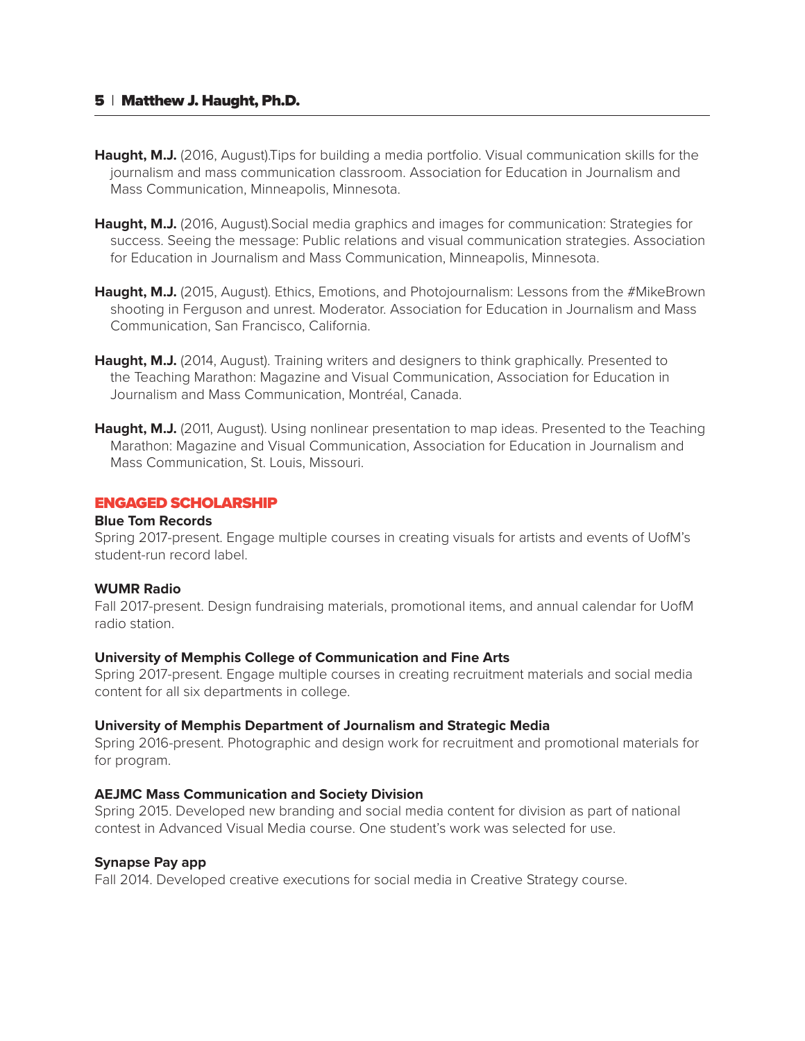**Haught, M.J.** (2016, August).Tips for building a media portfolio. Visual communication skills for the journalism and mass communication classroom. Association for Education in Journalism and Mass Communication, Minneapolis, Minnesota.

**Haught, M.J.** (2016, August).Social media graphics and images for communication: Strategies for success. Seeing the message: Public relations and visual communication strategies. Association for Education in Journalism and Mass Communication, Minneapolis, Minnesota.

**Haught, M.J.** (2015, August). Ethics, Emotions, and Photojournalism: Lessons from the #MikeBrown shooting in Ferguson and unrest. Moderator. Association for Education in Journalism and Mass Communication, San Francisco, California.

**Haught, M.J.** (2014, August). Training writers and designers to think graphically. Presented to the Teaching Marathon: Magazine and Visual Communication, Association for Education in Journalism and Mass Communication, Montréal, Canada.

**Haught, M.J.** (2011, August). Using nonlinear presentation to map ideas. Presented to the Teaching Marathon: Magazine and Visual Communication, Association for Education in Journalism and Mass Communication, St. Louis, Missouri.

## ENGAGED SCHOLARSHIP

**Blue Tom Records**
Spring 2017-present. Engage multiple courses in creating visuals for artists and events of UofM's student-run record label.

**WUMR Radio**
Fall 2017-present. Design fundraising materials, promotional items, and annual calendar for UofM radio station.

**University of Memphis College of Communication and Fine Arts**
Spring 2017-present. Engage multiple courses in creating recruitment materials and social media content for all six departments in college.

**University of Memphis Department of Journalism and Strategic Media**
Spring 2016-present. Photographic and design work for recruitment and promotional materials for for program.

**AEJMC Mass Communication and Society Division**
Spring 2015. Developed new branding and social media content for division as part of national contest in Advanced Visual Media course. One student's work was selected for use.

**Synapse Pay app**
Fall 2014. Developed creative executions for social media in Creative Strategy course.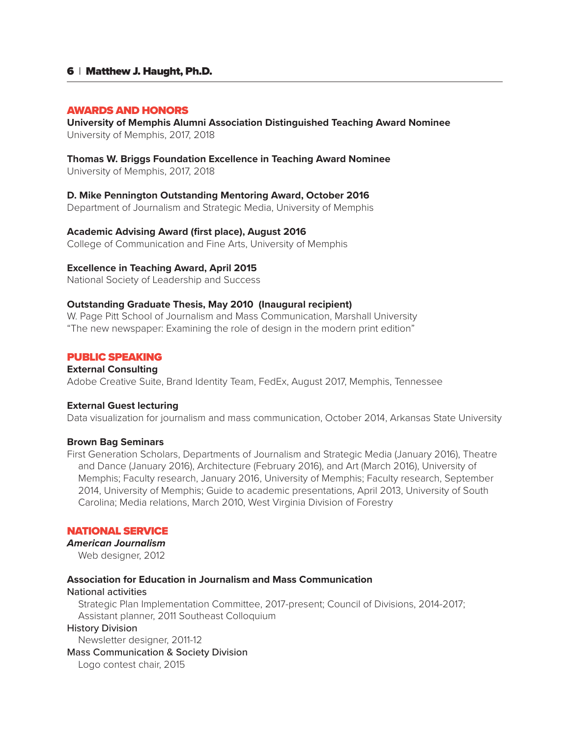## AWARDS AND HONORS

**University of Memphis Alumni Association Distinguished Teaching Award Nominee**
University of Memphis, 2017, 2018

**Thomas W. Briggs Foundation Excellence in Teaching Award Nominee**
University of Memphis, 2017, 2018

**D. Mike Pennington Outstanding Mentoring Award, October 2016**
Department of Journalism and Strategic Media, University of Memphis

**Academic Advising Award (first place), August 2016**
College of Communication and Fine Arts, University of Memphis

**Excellence in Teaching Award, April 2015**
National Society of Leadership and Success

**Outstanding Graduate Thesis, May 2010 (Inaugural recipient)**
W. Page Pitt School of Journalism and Mass Communication, Marshall University
"The new newspaper: Examining the role of design in the modern print edition"

## PUBLIC SPEAKING

**External Consulting**
Adobe Creative Suite, Brand Identity Team, FedEx, August 2017, Memphis, Tennessee

**External Guest lecturing**
Data visualization for journalism and mass communication, October 2014, Arkansas State University

**Brown Bag Seminars**
First Generation Scholars, Departments of Journalism and Strategic Media (January 2016), Theatre and Dance (January 2016), Architecture (February 2016), and Art (March 2016), University of Memphis; Faculty research, January 2016, University of Memphis; Faculty research, September 2014, University of Memphis; Guide to academic presentations, April 2013, University of South Carolina; Media relations, March 2010, West Virginia Division of Forestry

## NATIONAL SERVICE

***American Journalism***
Web designer, 2012

**Association for Education in Journalism and Mass Communication**

National activities
Strategic Plan Implementation Committee, 2017-present; Council of Divisions, 2014-2017; Assistant planner, 2011 Southeast Colloquium

History Division
Newsletter designer, 2011-12

Mass Communication & Society Division
Logo contest chair, 2015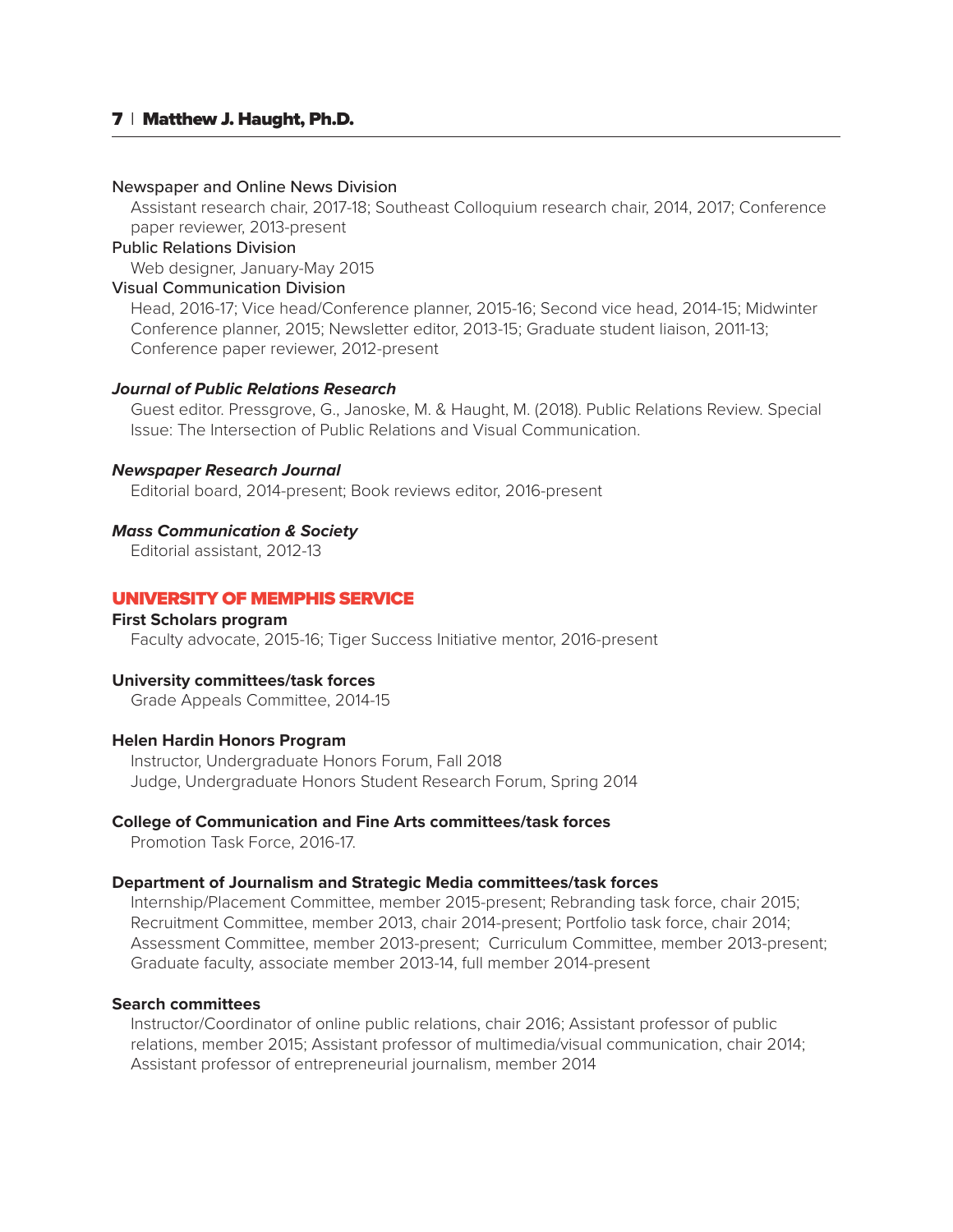Newspaper and Online News Division

Assistant research chair, 2017-18; Southeast Colloquium research chair, 2014, 2017; Conference paper reviewer, 2013-present

Public Relations Division

Web designer, January-May 2015

Visual Communication Division

Head, 2016-17; Vice head/Conference planner, 2015-16; Second vice head, 2014-15; Midwinter Conference planner, 2015; Newsletter editor, 2013-15; Graduate student liaison, 2011-13; Conference paper reviewer, 2012-present

***Journal of Public Relations Research***

Guest editor. Pressgrove, G., Janoske, M. & Haught, M. (2018). Public Relations Review. Special Issue: The Intersection of Public Relations and Visual Communication.

***Newspaper Research Journal***

Editorial board, 2014-present; Book reviews editor, 2016-present

***Mass Communication & Society***

Editorial assistant, 2012-13

## UNIVERSITY OF MEMPHIS SERVICE

**First Scholars program**

Faculty advocate, 2015-16; Tiger Success Initiative mentor, 2016-present

**University committees/task forces**

Grade Appeals Committee, 2014-15

**Helen Hardin Honors Program**

Instructor, Undergraduate Honors Forum, Fall 2018
Judge, Undergraduate Honors Student Research Forum, Spring 2014

**College of Communication and Fine Arts committees/task forces**

Promotion Task Force, 2016-17.

**Department of Journalism and Strategic Media committees/task forces**

Internship/Placement Committee, member 2015-present; Rebranding task force, chair 2015; Recruitment Committee, member 2013, chair 2014-present; Portfolio task force, chair 2014; Assessment Committee, member 2013-present; Curriculum Committee, member 2013-present; Graduate faculty, associate member 2013-14, full member 2014-present

**Search committees**

Instructor/Coordinator of online public relations, chair 2016; Assistant professor of public relations, member 2015; Assistant professor of multimedia/visual communication, chair 2014; Assistant professor of entrepreneurial journalism, member 2014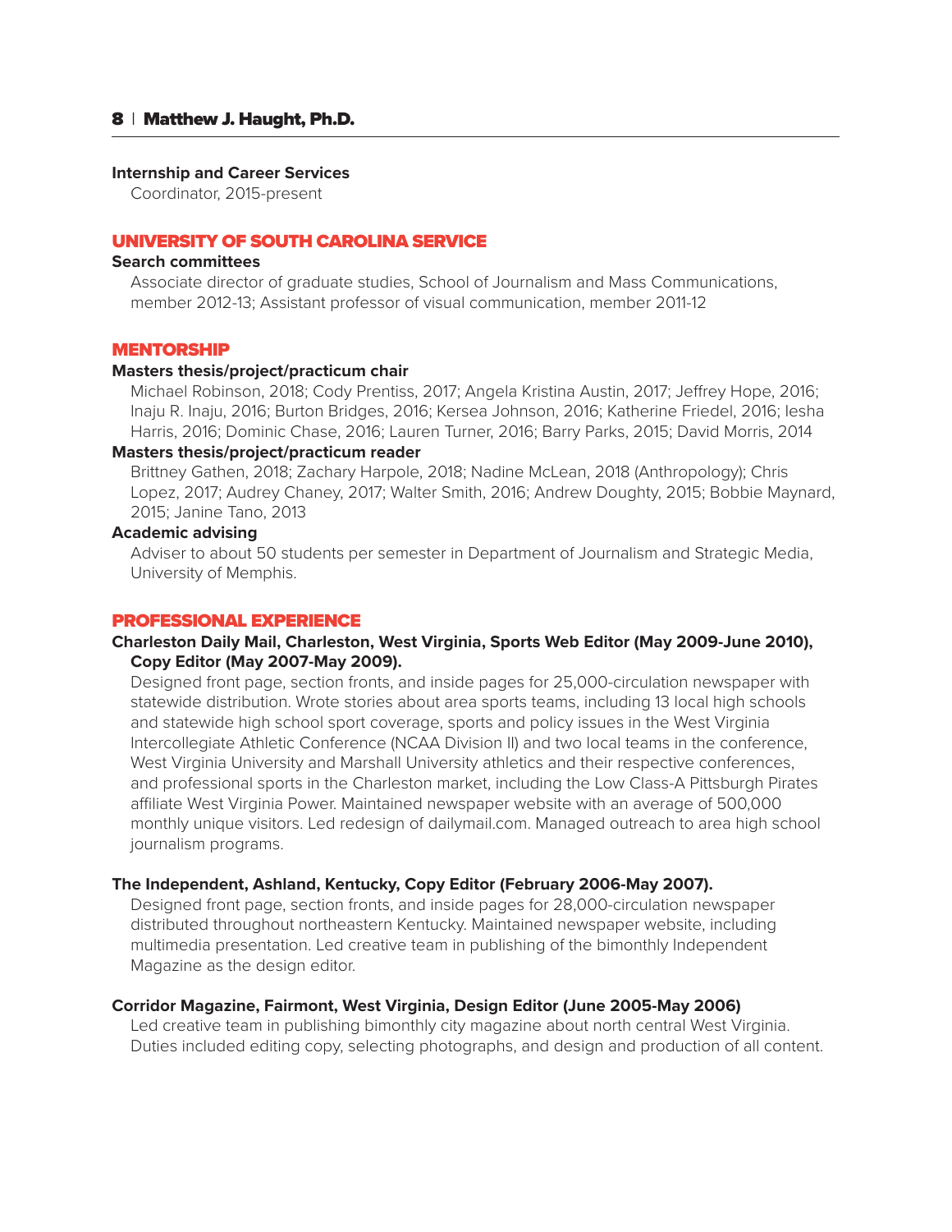**Internship and Career Services**

Coordinator, 2015-present

## UNIVERSITY OF SOUTH CAROLINA SERVICE

**Search committees**

Associate director of graduate studies, School of Journalism and Mass Communications, member 2012-13; Assistant professor of visual communication, member 2011-12

## MENTORSHIP

**Masters thesis/project/practicum chair**

Michael Robinson, 2018; Cody Prentiss, 2017; Angela Kristina Austin, 2017; Jeffrey Hope, 2016; Inaju R. Inaju, 2016; Burton Bridges, 2016; Kersea Johnson, 2016; Katherine Friedel, 2016; Iesha Harris, 2016; Dominic Chase, 2016; Lauren Turner, 2016; Barry Parks, 2015; David Morris, 2014

**Masters thesis/project/practicum reader**

Brittney Gathen, 2018; Zachary Harpole, 2018; Nadine McLean, 2018 (Anthropology); Chris Lopez, 2017; Audrey Chaney, 2017; Walter Smith, 2016; Andrew Doughty, 2015; Bobbie Maynard, 2015; Janine Tano, 2013

**Academic advising**

Adviser to about 50 students per semester in Department of Journalism and Strategic Media, University of Memphis.

## PROFESSIONAL EXPERIENCE

**Charleston Daily Mail, Charleston, West Virginia, Sports Web Editor (May 2009-June 2010), Copy Editor (May 2007-May 2009).**

Designed front page, section fronts, and inside pages for 25,000-circulation newspaper with statewide distribution. Wrote stories about area sports teams, including 13 local high schools and statewide high school sport coverage, sports and policy issues in the West Virginia Intercollegiate Athletic Conference (NCAA Division II) and two local teams in the conference, West Virginia University and Marshall University athletics and their respective conferences, and professional sports in the Charleston market, including the Low Class-A Pittsburgh Pirates affiliate West Virginia Power. Maintained newspaper website with an average of 500,000 monthly unique visitors. Led redesign of dailymail.com. Managed outreach to area high school journalism programs.

**The Independent, Ashland, Kentucky, Copy Editor (February 2006-May 2007).**

Designed front page, section fronts, and inside pages for 28,000-circulation newspaper distributed throughout northeastern Kentucky. Maintained newspaper website, including multimedia presentation. Led creative team in publishing of the bimonthly Independent Magazine as the design editor.

**Corridor Magazine, Fairmont, West Virginia, Design Editor (June 2005-May 2006)**

Led creative team in publishing bimonthly city magazine about north central West Virginia. Duties included editing copy, selecting photographs, and design and production of all content.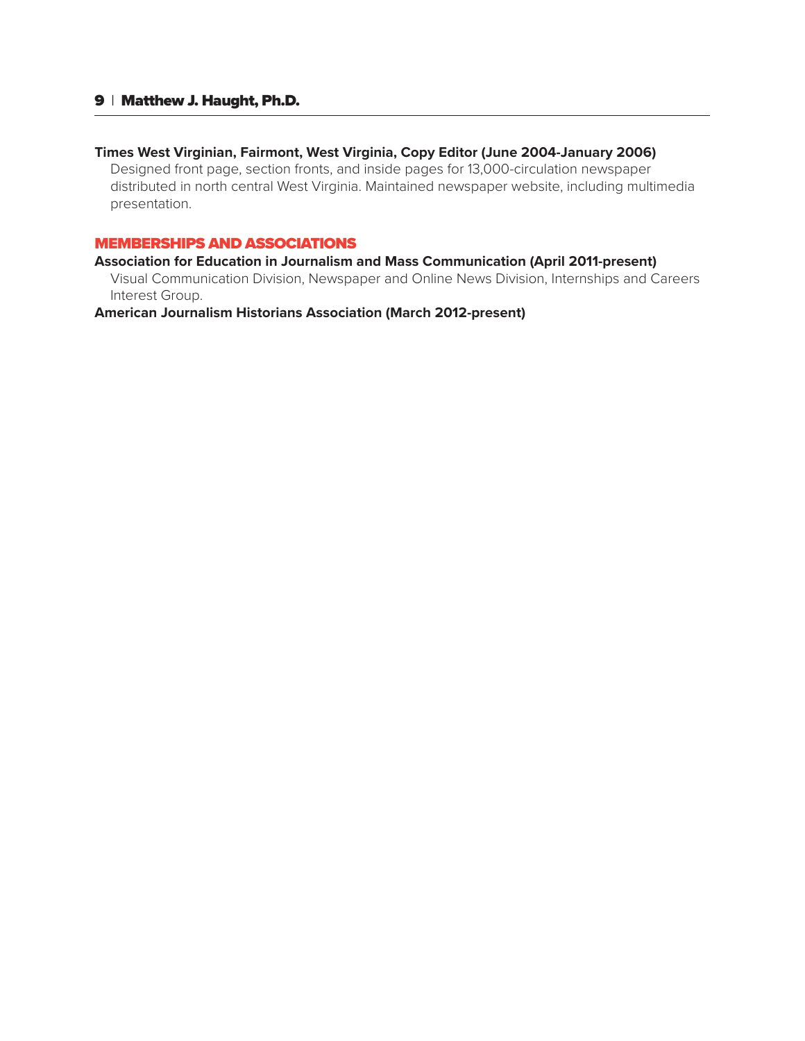**Times West Virginian, Fairmont, West Virginia, Copy Editor (June 2004-January 2006)**

Designed front page, section fronts, and inside pages for 13,000-circulation newspaper distributed in north central West Virginia. Maintained newspaper website, including multimedia presentation.

## MEMBERSHIPS AND ASSOCIATIONS

**Association for Education in Journalism and Mass Communication (April 2011-present)**

Visual Communication Division, Newspaper and Online News Division, Internships and Careers Interest Group.

**American Journalism Historians Association (March 2012-present)**